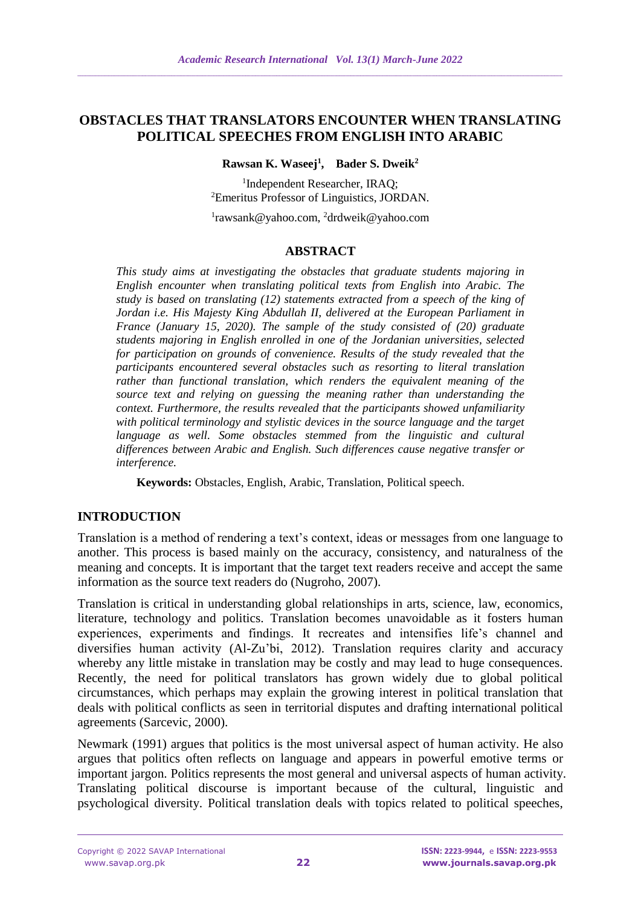# OBSTACLES THAT TRANSLATORS ENCOUNTER WHEN TRANSLATING POLITICAL SPEECHES FROM ENGLISH INTO ARABIC

**Rawsan K. Waseej[1], Bader S. Dweik[2]**

[1]Independent Researcher, IRAQ;
[2]Emeritus Professor of Linguistics, JORDAN.

[1]rawsank@yahoo.com, [2]drdweik@yahoo.com

## ABSTRACT

*This study aims at investigating the obstacles that graduate students majoring in English encounter when translating political texts from English into Arabic. The study is based on translating (12) statements extracted from a speech of the king of Jordan i.e. His Majesty King Abdullah II, delivered at the European Parliament in France (January 15, 2020). The sample of the study consisted of (20) graduate students majoring in English enrolled in one of the Jordanian universities, selected for participation on grounds of convenience. Results of the study revealed that the participants encountered several obstacles such as resorting to literal translation rather than functional translation, which renders the equivalent meaning of the source text and relying on guessing the meaning rather than understanding the context. Furthermore, the results revealed that the participants showed unfamiliarity with political terminology and stylistic devices in the source language and the target language as well. Some obstacles stemmed from the linguistic and cultural differences between Arabic and English. Such differences cause negative transfer or interference.*

**Keywords:** Obstacles, English, Arabic, Translation, Political speech.

## INTRODUCTION

Translation is a method of rendering a text's context, ideas or messages from one language to another. This process is based mainly on the accuracy, consistency, and naturalness of the meaning and concepts. It is important that the target text readers receive and accept the same information as the source text readers do (Nugroho, 2007).

Translation is critical in understanding global relationships in arts, science, law, economics, literature, technology and politics. Translation becomes unavoidable as it fosters human experiences, experiments and findings. It recreates and intensifies life's channel and diversifies human activity (Al-Zu'bi, 2012). Translation requires clarity and accuracy whereby any little mistake in translation may be costly and may lead to huge consequences. Recently, the need for political translators has grown widely due to global political circumstances, which perhaps may explain the growing interest in political translation that deals with political conflicts as seen in territorial disputes and drafting international political agreements (Sarcevic, 2000).

Newmark (1991) argues that politics is the most universal aspect of human activity. He also argues that politics often reflects on language and appears in powerful emotive terms or important jargon. Politics represents the most general and universal aspects of human activity. Translating political discourse is important because of the cultural, linguistic and psychological diversity. Political translation deals with topics related to political speeches,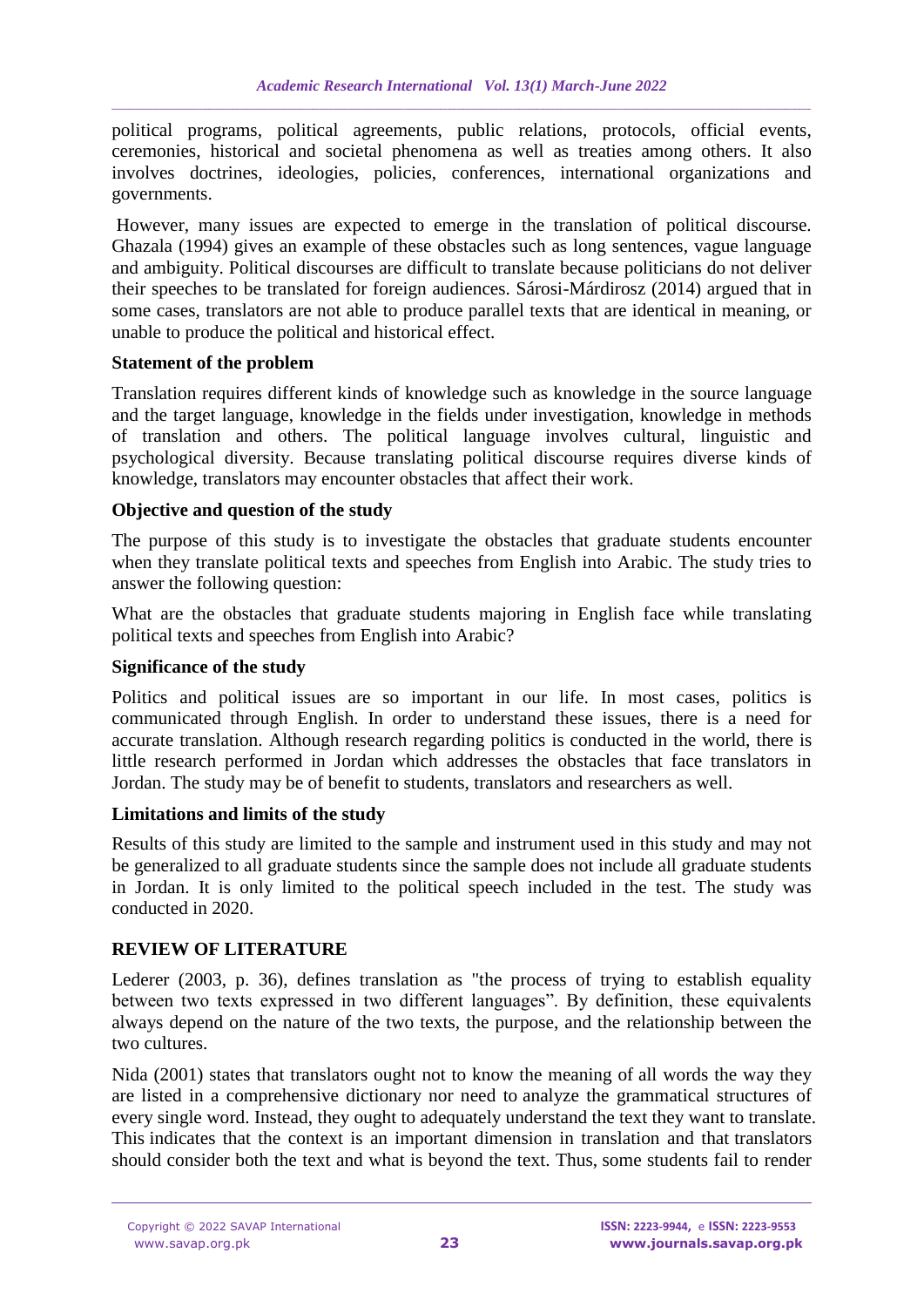political programs, political agreements, public relations, protocols, official events, ceremonies, historical and societal phenomena as well as treaties among others. It also involves doctrines, ideologies, policies, conferences, international organizations and governments.

However, many issues are expected to emerge in the translation of political discourse. Ghazala (1994) gives an example of these obstacles such as long sentences, vague language and ambiguity. Political discourses are difficult to translate because politicians do not deliver their speeches to be translated for foreign audiences. Sárosi-Márdirosz (2014) argued that in some cases, translators are not able to produce parallel texts that are identical in meaning, or unable to produce the political and historical effect.

**Statement of the problem**

Translation requires different kinds of knowledge such as knowledge in the source language and the target language, knowledge in the fields under investigation, knowledge in methods of translation and others. The political language involves cultural, linguistic and psychological diversity. Because translating political discourse requires diverse kinds of knowledge, translators may encounter obstacles that affect their work.

**Objective and question of the study**

The purpose of this study is to investigate the obstacles that graduate students encounter when they translate political texts and speeches from English into Arabic. The study tries to answer the following question:

What are the obstacles that graduate students majoring in English face while translating political texts and speeches from English into Arabic?

**Significance of the study**

Politics and political issues are so important in our life. In most cases, politics is communicated through English. In order to understand these issues, there is a need for accurate translation. Although research regarding politics is conducted in the world, there is little research performed in Jordan which addresses the obstacles that face translators in Jordan. The study may be of benefit to students, translators and researchers as well.

**Limitations and limits of the study**

Results of this study are limited to the sample and instrument used in this study and may not be generalized to all graduate students since the sample does not include all graduate students in Jordan. It is only limited to the political speech included in the test. The study was conducted in 2020.

## REVIEW OF LITERATURE

Lederer (2003, p. 36), defines translation as "the process of trying to establish equality between two texts expressed in two different languages". By definition, these equivalents always depend on the nature of the two texts, the purpose, and the relationship between the two cultures.

Nida (2001) states that translators ought not to know the meaning of all words the way they are listed in a comprehensive dictionary nor need to analyze the grammatical structures of every single word. Instead, they ought to adequately understand the text they want to translate. This indicates that the context is an important dimension in translation and that translators should consider both the text and what is beyond the text. Thus, some students fail to render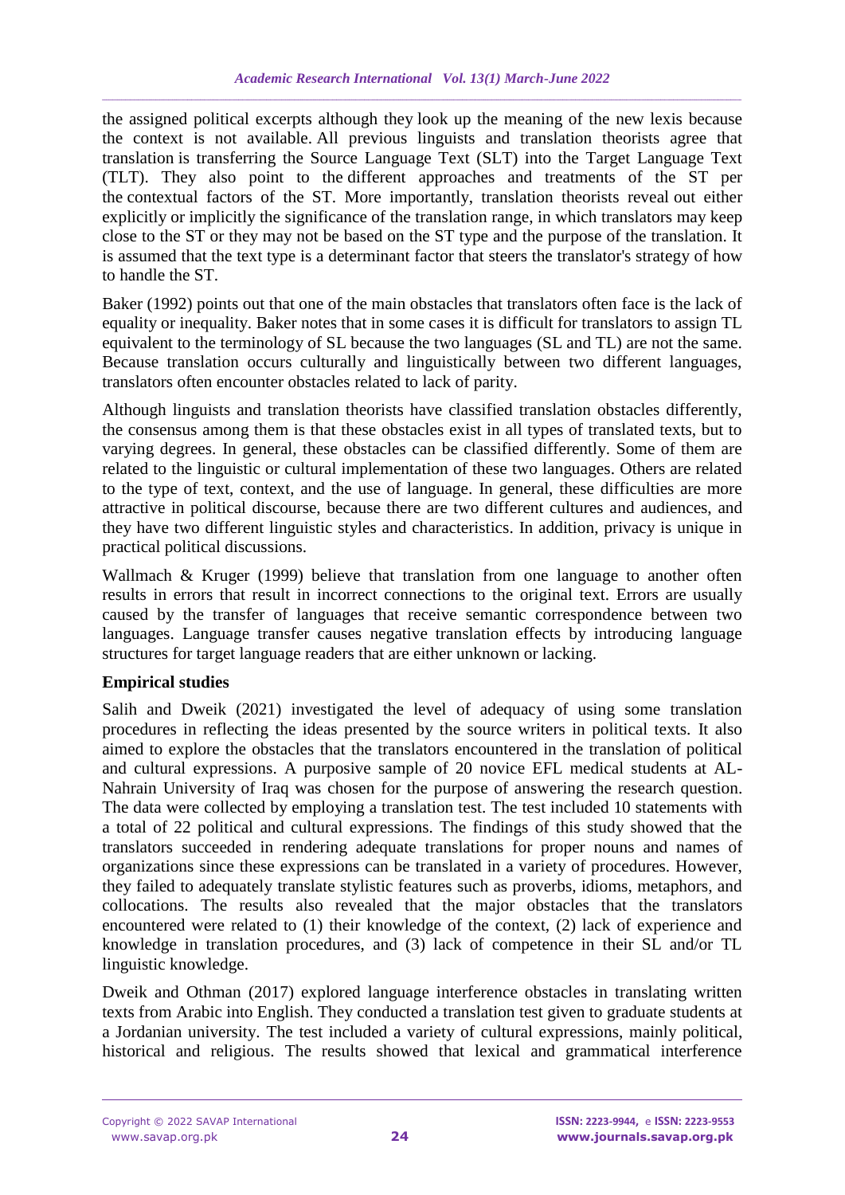the assigned political excerpts although they look up the meaning of the new lexis because the context is not available. All previous linguists and translation theorists agree that translation is transferring the Source Language Text (SLT) into the Target Language Text (TLT). They also point to the different approaches and treatments of the ST per the contextual factors of the ST. More importantly, translation theorists reveal out either explicitly or implicitly the significance of the translation range, in which translators may keep close to the ST or they may not be based on the ST type and the purpose of the translation. It is assumed that the text type is a determinant factor that steers the translator's strategy of how to handle the ST.

Baker (1992) points out that one of the main obstacles that translators often face is the lack of equality or inequality. Baker notes that in some cases it is difficult for translators to assign TL equivalent to the terminology of SL because the two languages (SL and TL) are not the same. Because translation occurs culturally and linguistically between two different languages, translators often encounter obstacles related to lack of parity.

Although linguists and translation theorists have classified translation obstacles differently, the consensus among them is that these obstacles exist in all types of translated texts, but to varying degrees. In general, these obstacles can be classified differently. Some of them are related to the linguistic or cultural implementation of these two languages. Others are related to the type of text, context, and the use of language. In general, these difficulties are more attractive in political discourse, because there are two different cultures and audiences, and they have two different linguistic styles and characteristics. In addition, privacy is unique in practical political discussions.

Wallmach & Kruger (1999) believe that translation from one language to another often results in errors that result in incorrect connections to the original text. Errors are usually caused by the transfer of languages that receive semantic correspondence between two languages. Language transfer causes negative translation effects by introducing language structures for target language readers that are either unknown or lacking.

**Empirical studies**

Salih and Dweik (2021) investigated the level of adequacy of using some translation procedures in reflecting the ideas presented by the source writers in political texts. It also aimed to explore the obstacles that the translators encountered in the translation of political and cultural expressions. A purposive sample of 20 novice EFL medical students at AL-Nahrain University of Iraq was chosen for the purpose of answering the research question. The data were collected by employing a translation test. The test included 10 statements with a total of 22 political and cultural expressions. The findings of this study showed that the translators succeeded in rendering adequate translations for proper nouns and names of organizations since these expressions can be translated in a variety of procedures. However, they failed to adequately translate stylistic features such as proverbs, idioms, metaphors, and collocations. The results also revealed that the major obstacles that the translators encountered were related to (1) their knowledge of the context, (2) lack of experience and knowledge in translation procedures, and (3) lack of competence in their SL and/or TL linguistic knowledge.

Dweik and Othman (2017) explored language interference obstacles in translating written texts from Arabic into English. They conducted a translation test given to graduate students at a Jordanian university. The test included a variety of cultural expressions, mainly political, historical and religious. The results showed that lexical and grammatical interference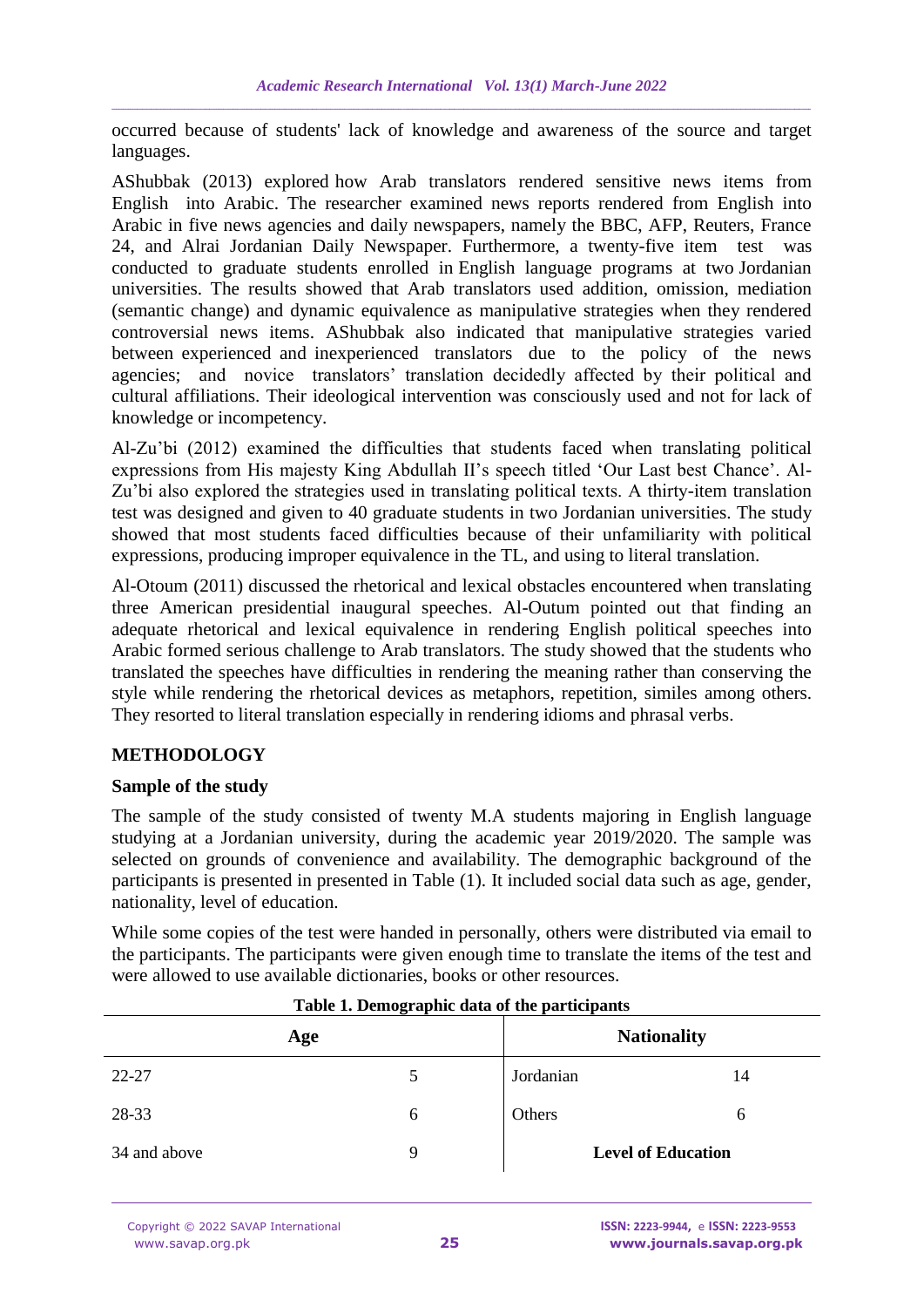occurred because of students' lack of knowledge and awareness of the source and target languages.

AShubbak (2013) explored how Arab translators rendered sensitive news items from English into Arabic. The researcher examined news reports rendered from English into Arabic in five news agencies and daily newspapers, namely the BBC, AFP, Reuters, France 24, and Alrai Jordanian Daily Newspaper. Furthermore, a twenty-five item test was conducted to graduate students enrolled in English language programs at two Jordanian universities. The results showed that Arab translators used addition, omission, mediation (semantic change) and dynamic equivalence as manipulative strategies when they rendered controversial news items. AShubbak also indicated that manipulative strategies varied between experienced and inexperienced translators due to the policy of the news agencies; and novice translators' translation decidedly affected by their political and cultural affiliations. Their ideological intervention was consciously used and not for lack of knowledge or incompetency.

Al-Zu'bi (2012) examined the difficulties that students faced when translating political expressions from His majesty King Abdullah II's speech titled 'Our Last best Chance'. Al-Zu'bi also explored the strategies used in translating political texts. A thirty-item translation test was designed and given to 40 graduate students in two Jordanian universities. The study showed that most students faced difficulties because of their unfamiliarity with political expressions, producing improper equivalence in the TL, and using to literal translation.

Al-Otoum (2011) discussed the rhetorical and lexical obstacles encountered when translating three American presidential inaugural speeches. Al-Outum pointed out that finding an adequate rhetorical and lexical equivalence in rendering English political speeches into Arabic formed serious challenge to Arab translators. The study showed that the students who translated the speeches have difficulties in rendering the meaning rather than conserving the style while rendering the rhetorical devices as metaphors, repetition, similes among others. They resorted to literal translation especially in rendering idioms and phrasal verbs.

## METHODOLOGY

### Sample of the study

The sample of the study consisted of twenty M.A students majoring in English language studying at a Jordanian university, during the academic year 2019/2020. The sample was selected on grounds of convenience and availability. The demographic background of the participants is presented in presented in Table (1). It included social data such as age, gender, nationality, level of education.

While some copies of the test were handed in personally, others were distributed via email to the participants. The participants were given enough time to translate the items of the test and were allowed to use available dictionaries, books or other resources.

**Table 1. Demographic data of the participants**

| Age | | Nationality | |
|---|---|---|---|
| 22-27 | 5 | Jordanian | 14 |
| 28-33 | 6 | Others | 6 |
| 34 and above | 9 | **Level of Education** | |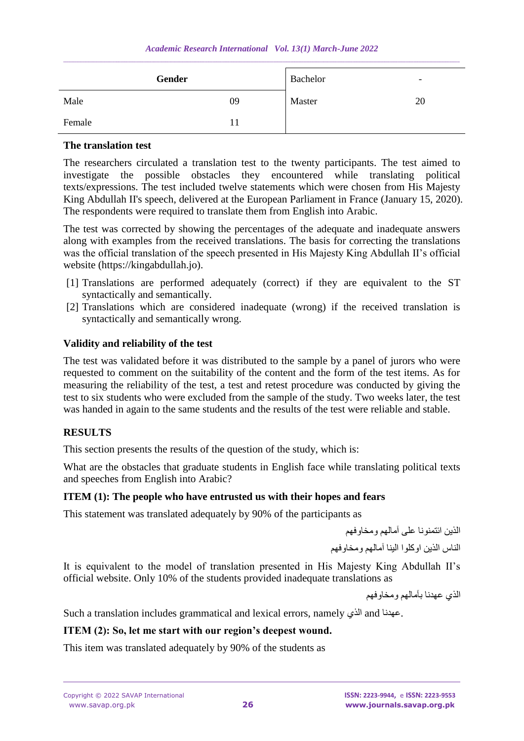| Gender | | Bachelor | - |
|---|---|---|---|
| Male | 09 | Master | 20 |
| Female | 11 | | |

### The translation test

The researchers circulated a translation test to the twenty participants. The test aimed to investigate the possible obstacles they encountered while translating political texts/expressions. The test included twelve statements which were chosen from His Majesty King Abdullah II's speech, delivered at the European Parliament in France (January 15, 2020). The respondents were required to translate them from English into Arabic.

The test was corrected by showing the percentages of the adequate and inadequate answers along with examples from the received translations. The basis for correcting the translations was the official translation of the speech presented in His Majesty King Abdullah II's official website (https://kingabdullah.jo).

[1] Translations are performed adequately (correct) if they are equivalent to the ST syntactically and semantically.

[2] Translations which are considered inadequate (wrong) if the received translation is syntactically and semantically wrong.

### Validity and reliability of the test

The test was validated before it was distributed to the sample by a panel of jurors who were requested to comment on the suitability of the content and the form of the test items. As for measuring the reliability of the test, a test and retest procedure was conducted by giving the test to six students who were excluded from the sample of the study. Two weeks later, the test was handed in again to the same students and the results of the test were reliable and stable.

## RESULTS

This section presents the results of the question of the study, which is:

What are the obstacles that graduate students in English face while translating political texts and speeches from English into Arabic?

### ITEM (1): The people who have entrusted us with their hopes and fears

This statement was translated adequately by 90% of the participants as

الذين ائتمنونا على آمالهم ومخاوفهم

الناس الذين اوكلوا الينا آمالهم ومخاوفهم

It is equivalent to the model of translation presented in His Majesty King Abdullah II's official website. Only 10% of the students provided inadequate translations as

الذي عهدنا بآمالهم ومخاوفهم

Such a translation includes grammatical and lexical errors, namely الذي and عهدنا.

### ITEM (2): So, let me start with our region's deepest wound.

This item was translated adequately by 90% of the students as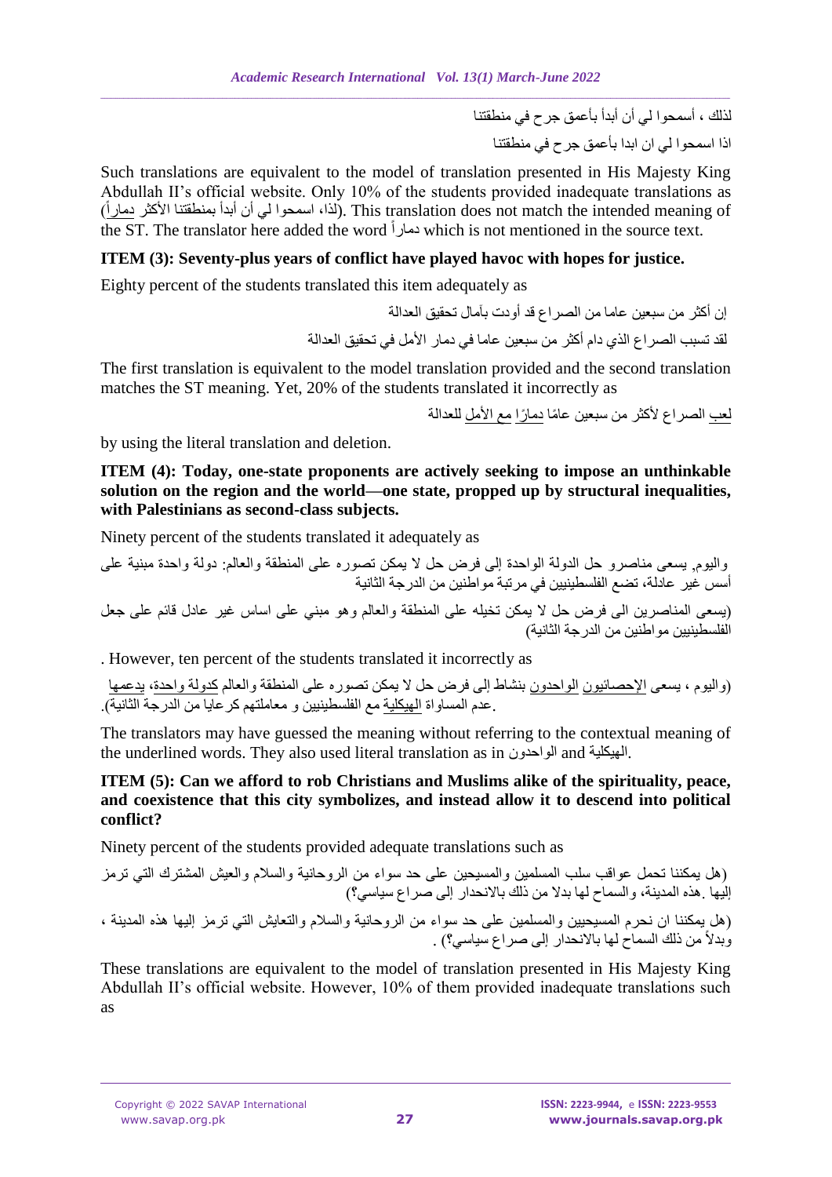لذلك ، أسمحوا لي أن أبدأ بأعمق جرح في منطقتنا

اذا اسمحوا لي ان ابدا بأعمق جرح في منطقتنا

Such translations are equivalent to the model of translation presented in His Majesty King Abdullah II's official website. Only 10% of the students provided inadequate translations as (لذا، اسمحوا لي أن أبدأ بمنطقتنا الأكثر دماراً). This translation does not match the intended meaning of the ST. The translator here added the word دماراً which is not mentioned in the source text.

**ITEM (3): Seventy-plus years of conflict have played havoc with hopes for justice.**

Eighty percent of the students translated this item adequately as

إن أكثر من سبعين عاما من الصراع قد أودت بآمال تحقيق العدالة

لقد تسبب الصراع الذي دام أكثر من سبعين عاما في دمار الأمل في تحقيق العدالة

The first translation is equivalent to the model translation provided and the second translation matches the ST meaning. Yet, 20% of the students translated it incorrectly as

لعب الصراع لأكثر من سبعين عامًا دمارًا مع الأمل للعدالة

by using the literal translation and deletion.

**ITEM (4): Today, one-state proponents are actively seeking to impose an unthinkable solution on the region and the world—one state, propped up by structural inequalities, with Palestinians as second-class subjects.**

Ninety percent of the students translated it adequately as

واليوم, يسعى مناصرو حل الدولة الواحدة إلى فرض حل لا يمكن تصوره على المنطقة والعالم: دولة واحدة مبنية على أسس غير عادلة، تضع الفلسطينيين في مرتبة مواطنين من الدرجة الثانية

(يسعى المناصرين الى فرض حل لا يمكن تخيله على المنطقة والعالم وهو مبني على اساس غير عادل قائم على جعل الفلسطينيين مواطنين من الدرجة الثانية)

. However, ten percent of the students translated it incorrectly as

(واليوم ، يسعى الإحصائيون الواحدون بنشاط إلى فرض حل لا يمكن تصوره على المنطقة والعالم كدولة واحدة، يدعمها عدم المساواة الهيكلية مع الفلسطينيين و معاملتهم كرعايا من الدرجة الثانية).

The translators may have guessed the meaning without referring to the contextual meaning of the underlined words. They also used literal translation as in الواحدون and الهيكلية.

**ITEM (5): Can we afford to rob Christians and Muslims alike of the spirituality, peace, and coexistence that this city symbolizes, and instead allow it to descend into political conflict?**

Ninety percent of the students provided adequate translations such as

(هل يمكننا تحمل عواقب سلب المسلمين والمسيحين على حد سواء من الروحانية والسلام والعيش المشترك التي ترمز إليها .هذه المدينة، والسماح لها بدلا من ذلك بالانحدار إلى صراع سياسي؟)

(هل يمكننا ان نحرم المسيحيين والمسلمين على حد سواء من الروحانية والسلام والتعايش التي ترمز إليها هذه المدينة ، وبدلاً من ذلك السماح لها بالانحدار إلى صراع سياسي؟) .

These translations are equivalent to the model of translation presented in His Majesty King Abdullah II's official website. However, 10% of them provided inadequate translations such as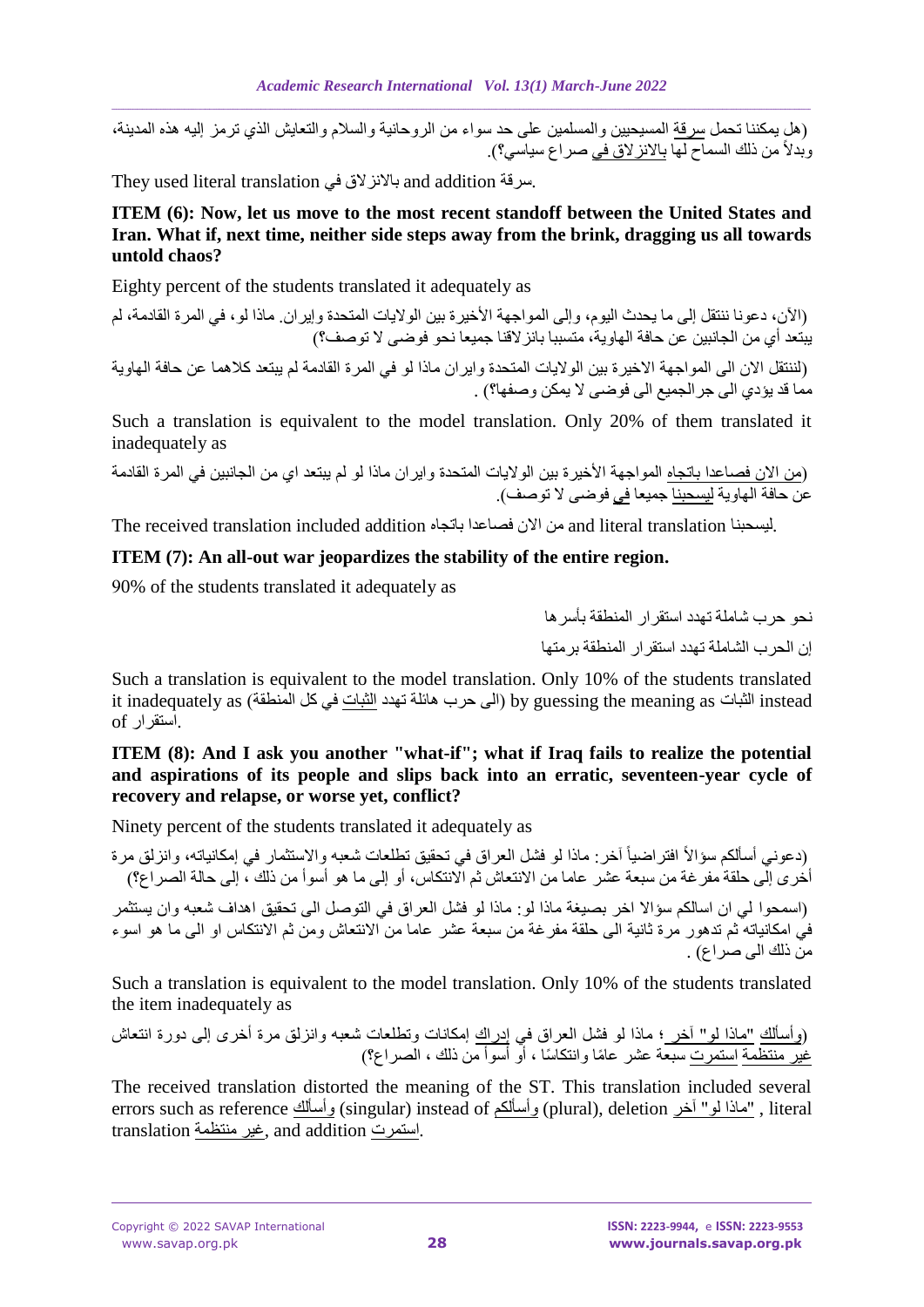(هل يمكننا تحمل سرقة المسيحيين والمسلمين على حد سواء من الروحانية والسلام والتعايش الذي ترمز إليه هذه المدينة، وبدلاً من ذلك السماح لها بالانزلاق في صراع سياسي؟).

They used literal translation بالانزلاق في and addition سرقة.

**ITEM (6): Now, let us move to the most recent standoff between the United States and Iran. What if, next time, neither side steps away from the brink, dragging us all towards untold chaos?**

Eighty percent of the students translated it adequately as

(الآن، دعونا ننتقل إلى ما يحدث اليوم، وإلى المواجهة الأخيرة بين الولايات المتحدة وإيران. ماذا لو، في المرة القادمة، لم يبتعد أي من الجانبين عن حافة الهاوية، متسببا بانزلاقنا جميعا نحو فوضى لا توصف؟)

(لننتقل الان الى المواجهة الاخيرة بين الولايات المتحدة وايران ماذا لو في المرة القادمة لم يبتعد كلاهما عن حافة الهاوية مما قد يؤدي الى جرالجميع الى فوضى لا يمكن وصفها؟) .

Such a translation is equivalent to the model translation. Only 20% of them translated it inadequately as

(من الان فصاعدا باتجاه المواجهة الأخيرة بين الولايات المتحدة وايران ماذا لو لم يبتعد اي من الجانبين في المرة القادمة عن حافة الهاوية ليسحبنا جميعا في فوضى لا توصف).

The received translation included addition من الان فصاعدا باتجاه and literal translation ليسحبنا.

**ITEM (7): An all-out war jeopardizes the stability of the entire region.**

90% of the students translated it adequately as

نحو حرب شاملة تهدد استقرار المنطقة بأسرها

إن الحرب الشاملة تهدد استقرار المنطقة برمتها

Such a translation is equivalent to the model translation. Only 10% of the students translated it inadequately as (الى حرب هائلة تهدد الثبات في كل المنطقة) by guessing the meaning as الثبات instead of استقرار.

**ITEM (8): And I ask you another "what-if"; what if Iraq fails to realize the potential and aspirations of its people and slips back into an erratic, seventeen-year cycle of recovery and relapse, or worse yet, conflict?**

Ninety percent of the students translated it adequately as

(دعوني أسألكم سؤالاً افتراضياً آخر: ماذا لو فشل العراق في تحقيق تطلعات شعبه والاستثمار في إمكانياته، وانزلق مرة أخرى إلى حلقة مفرغة من سبعة عشر عاما من الانتعاش ثم الانتكاس، أو إلى ما هو أسوأ من ذلك ، إلى حالة الصراع؟)

(اسمحوا لي ان اسالكم سؤالا اخر بصيغة ماذا لو: ماذا لو فشل العراق في التوصل الى تحقيق اهداف شعبه وان يستثمر في امكانياته ثم تدهور مرة ثانية الى حلقة مفرغة من سبعة عشر عاما من الانتعاش ومن ثم الانتكاس او الى ما هو اسوء من ذلك الى صراع) .

Such a translation is equivalent to the model translation. Only 10% of the students translated the item inadequately as

(وأسألك "ماذا لو" آخر ؛ ماذا لو فشل العراق في إدراك إمكانات وتطلعات شعبه وانزلق مرة أخرى إلى دورة انتعاش غير منتظمة استمرت سبعة عشر عامًا وانتكاسًا ، أو أسوأ من ذلك ، الصراع؟)

The received translation distorted the meaning of the ST. This translation included several errors such as reference وأسألك (singular) instead of وأسألكم (plural), deletion "ماذا لو" آخر , literal translation غير منتظمة, and addition استمرت.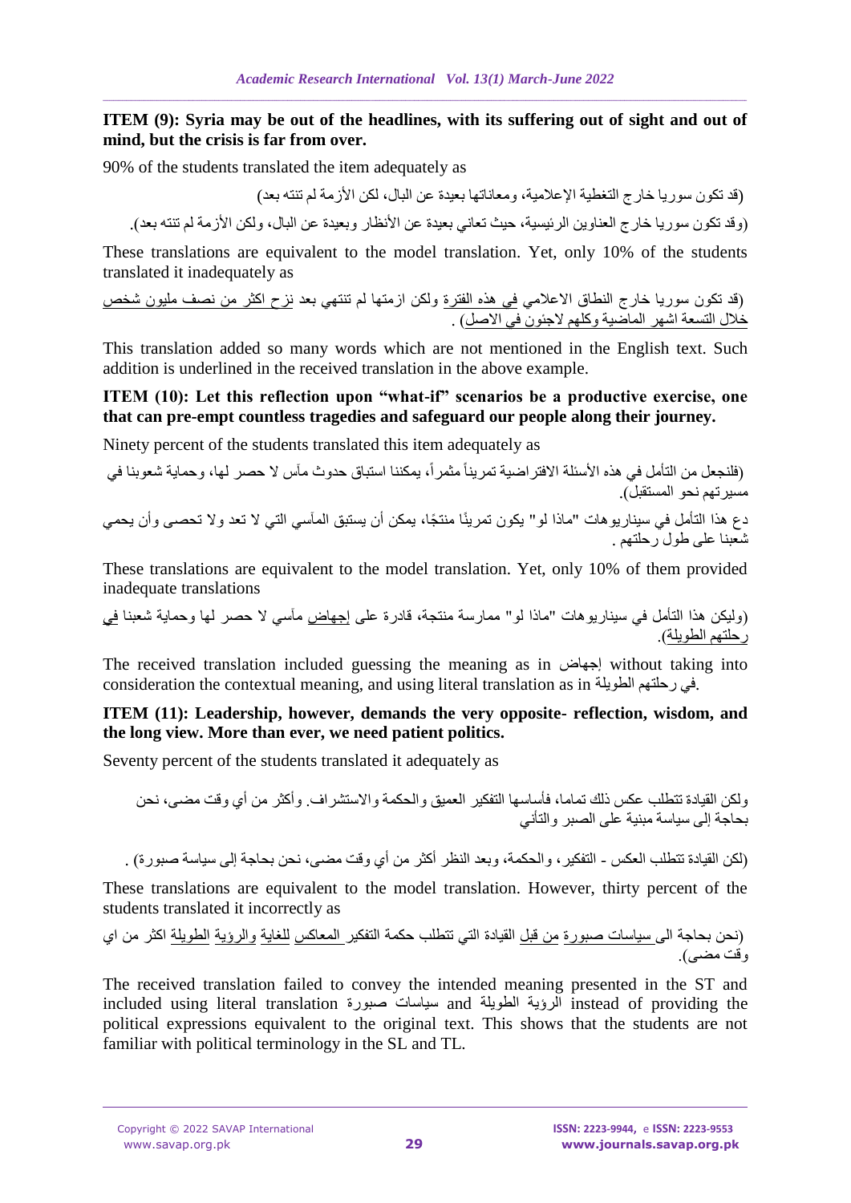**ITEM (9): Syria may be out of the headlines, with its suffering out of sight and out of mind, but the crisis is far from over.**

90% of the students translated the item adequately as

(قد تكون سوريا خارج التغطية الإعلامية، ومعاناتها بعيدة عن البال، لكن الأزمة لم تنته بعد)

(وقد تكون سوريا خارج العناوين الرئيسية، حيث تعاني بعيدة عن الأنظار وبعيدة عن البال، ولكن الأزمة لم تنته بعد).

These translations are equivalent to the model translation. Yet, only 10% of the students translated it inadequately as

(قد تكون سوريا خارج النطاق الاعلامي في هذه الفترة ولكن ازمتها لم تنتهي بعد نزح اكثر من نصف مليون شخص خلال التسعة اشهر الماضية وكلهم لاجئون في الاصل) .

This translation added so many words which are not mentioned in the English text. Such addition is underlined in the received translation in the above example.

**ITEM (10): Let this reflection upon "what-if" scenarios be a productive exercise, one that can pre-empt countless tragedies and safeguard our people along their journey.**

Ninety percent of the students translated this item adequately as

(فلنجعل من التأمل في هذه الأسئلة الافتراضية تمريناً مثمراً، يمكننا استباق حدوث مآس لا حصر لها، وحماية شعوبنا في مسيرتهم نحو المستقبل).

دع هذا التأمل في سيناريوهات "ماذا لو" يكون تمرينًا منتجًا، يمكن أن يستبق المآسي التي لا تعد ولا تحصى وأن يحمي شعبنا على طول رحلتهم .

These translations are equivalent to the model translation. Yet, only 10% of them provided inadequate translations

(وليكن هذا التأمل في سيناريوهات "ماذا لو" ممارسة منتجة، قادرة على إجهاض مآسي لا حصر لها وحماية شعبنا في رحلتهم الطويلة).

The received translation included guessing the meaning as in إجهاض without taking into consideration the contextual meaning, and using literal translation as in في رحلتهم الطويلة.

**ITEM (11): Leadership, however, demands the very opposite- reflection, wisdom, and the long view. More than ever, we need patient politics.**

Seventy percent of the students translated it adequately as

ولكن القيادة تتطلب عكس ذلك تماما، فأساسها التفكير العميق والحكمة والاستشراف. وأكثر من أي وقت مضى، نحن بحاجة إلى سياسة مبنية على الصبر والتأني

(لكن القيادة تتطلب العكس - التفكير، والحكمة، وبعد النظر أكثر من أي وقت مضى، نحن بحاجة إلى سياسة صبورة) .

These translations are equivalent to the model translation. However, thirty percent of the students translated it incorrectly as

(نحن بحاجة الى سياسات صبورة من قبل القيادة التي تتطلب حكمة التفكير المعاكس للغاية والرؤية الطويلة اكثر من اي وقت مضى).

The received translation failed to convey the intended meaning presented in the ST and included using literal translation سياسات صبورة and الرؤية الطويلة instead of providing the political expressions equivalent to the original text. This shows that the students are not familiar with political terminology in the SL and TL.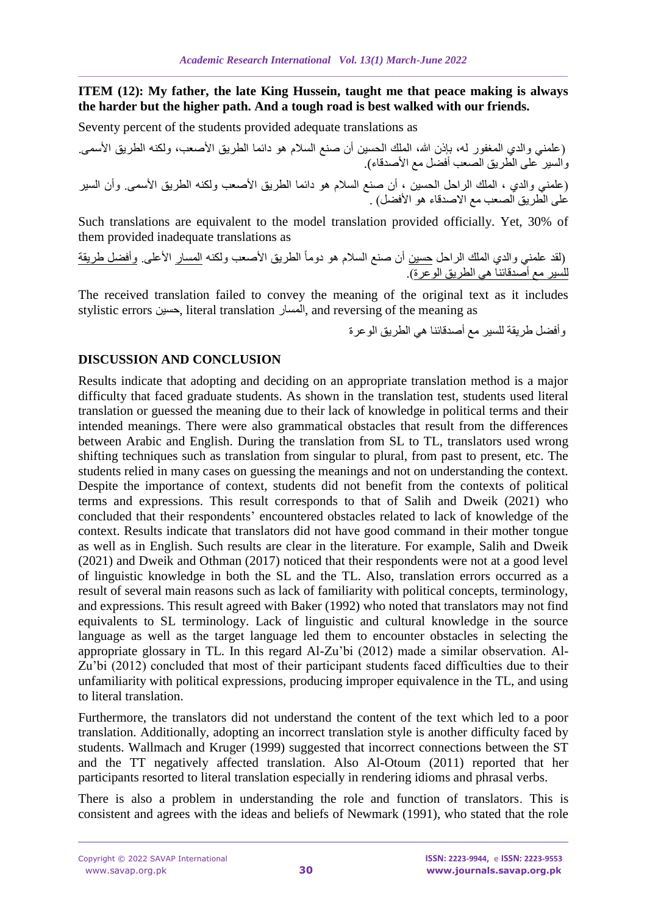**ITEM (12): My father, the late King Hussein, taught me that peace making is always the harder but the higher path. And a tough road is best walked with our friends.**

Seventy percent of the students provided adequate translations as

(علمني والدي المغفور له، بإذن الله، الملك الحسين أن صنع السلام هو دائما الطريق الأصعب، ولكنه الطريق الأسمى. والسير على الطريق الصعب أفضل مع الأصدقاء).

(علمني والدي ، الملك الراحل الحسين ، أن صنع السلام هو دائما الطريق الأصعب ولكنه الطريق الأسمى. وأن السير على الطريق الصعب مع الاصدقاء هو الأفضل) .

Such translations are equivalent to the model translation provided officially. Yet, 30% of them provided inadequate translations as

(لقد علمني والدي الملك الراحل حسين أن صنع السلام هو دوماً الطريق الأصعب ولكنه المسار الأعلى. وأفضل طريقة للسير مع أصدقائنا هي الطريق الوعرة).

The received translation failed to convey the meaning of the original text as it includes stylistic errors حسين, literal translation المسار, and reversing of the meaning as

وأفضل طريقة للسير مع أصدقائنا هي الطريق الوعرة

## DISCUSSION AND CONCLUSION

Results indicate that adopting and deciding on an appropriate translation method is a major difficulty that faced graduate students. As shown in the translation test, students used literal translation or guessed the meaning due to their lack of knowledge in political terms and their intended meanings. There were also grammatical obstacles that result from the differences between Arabic and English. During the translation from SL to TL, translators used wrong shifting techniques such as translation from singular to plural, from past to present, etc. The students relied in many cases on guessing the meanings and not on understanding the context. Despite the importance of context, students did not benefit from the contexts of political terms and expressions. This result corresponds to that of Salih and Dweik (2021) who concluded that their respondents' encountered obstacles related to lack of knowledge of the context. Results indicate that translators did not have good command in their mother tongue as well as in English. Such results are clear in the literature. For example, Salih and Dweik (2021) and Dweik and Othman (2017) noticed that their respondents were not at a good level of linguistic knowledge in both the SL and the TL. Also, translation errors occurred as a result of several main reasons such as lack of familiarity with political concepts, terminology, and expressions. This result agreed with Baker (1992) who noted that translators may not find equivalents to SL terminology. Lack of linguistic and cultural knowledge in the source language as well as the target language led them to encounter obstacles in selecting the appropriate glossary in TL. In this regard Al-Zu'bi (2012) made a similar observation. Al-Zu'bi (2012) concluded that most of their participant students faced difficulties due to their unfamiliarity with political expressions, producing improper equivalence in the TL, and using to literal translation.

Furthermore, the translators did not understand the content of the text which led to a poor translation. Additionally, adopting an incorrect translation style is another difficulty faced by students. Wallmach and Kruger (1999) suggested that incorrect connections between the ST and the TT negatively affected translation. Also Al-Otoum (2011) reported that her participants resorted to literal translation especially in rendering idioms and phrasal verbs.

There is also a problem in understanding the role and function of translators. This is consistent and agrees with the ideas and beliefs of Newmark (1991), who stated that the role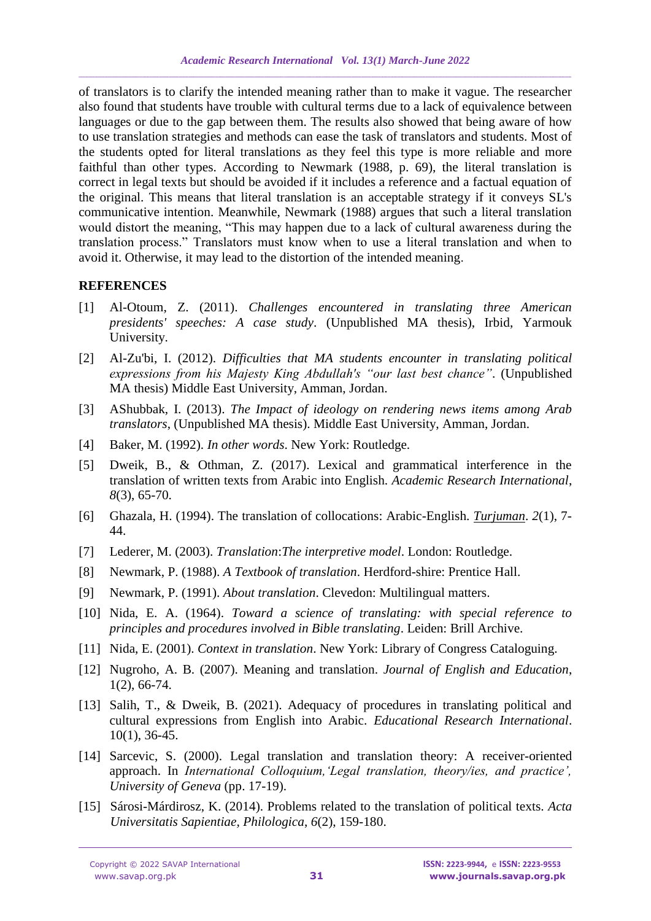of translators is to clarify the intended meaning rather than to make it vague. The researcher also found that students have trouble with cultural terms due to a lack of equivalence between languages or due to the gap between them. The results also showed that being aware of how to use translation strategies and methods can ease the task of translators and students. Most of the students opted for literal translations as they feel this type is more reliable and more faithful than other types. According to Newmark (1988, p. 69), the literal translation is correct in legal texts but should be avoided if it includes a reference and a factual equation of the original. This means that literal translation is an acceptable strategy if it conveys SL's communicative intention. Meanwhile, Newmark (1988) argues that such a literal translation would distort the meaning, "This may happen due to a lack of cultural awareness during the translation process." Translators must know when to use a literal translation and when to avoid it. Otherwise, it may lead to the distortion of the intended meaning.

## REFERENCES

[1] Al-Otoum, Z. (2011). *Challenges encountered in translating three American presidents' speeches: A case study*. (Unpublished MA thesis), Irbid, Yarmouk University.

[2] Al-Zu'bi, I. (2012). *Difficulties that MA students encounter in translating political expressions from his Majesty King Abdullah's "our last best chance"*. (Unpublished MA thesis) Middle East University, Amman, Jordan.

[3] AShubbak, I. (2013). *The Impact of ideology on rendering news items among Arab translators*, (Unpublished MA thesis). Middle East University, Amman, Jordan.

[4] Baker, M. (1992). *In other words*. New York: Routledge.

[5] Dweik, B., & Othman, Z. (2017). Lexical and grammatical interference in the translation of written texts from Arabic into English. *Academic Research International*, *8*(3), 65-70.

[6] Ghazala, H. (1994). The translation of collocations: Arabic-English. *Turjuman*. *2*(1), 7-44.

[7] Lederer, M. (2003). *Translation:The interpretive model*. London: Routledge.

[8] Newmark, P. (1988). *A Textbook of translation*. Herdford-shire: Prentice Hall.

[9] Newmark, P. (1991). *About translation*. Clevedon: Multilingual matters.

[10] Nida, E. A. (1964). *Toward a science of translating: with special reference to principles and procedures involved in Bible translating*. Leiden: Brill Archive.

[11] Nida, E. (2001). *Context in translation*. New York: Library of Congress Cataloguing.

[12] Nugroho, A. B. (2007). Meaning and translation. *Journal of English and Education*, 1(2), 66-74.

[13] Salih, T., & Dweik, B. (2021). Adequacy of procedures in translating political and cultural expressions from English into Arabic. *Educational Research International*. 10(1), 36-45.

[14] Sarcevic, S. (2000). Legal translation and translation theory: A receiver-oriented approach. In *International Colloquium,'Legal translation, theory/ies, and practice', University of Geneva* (pp. 17-19).

[15] Sárosi-Márdirosz, K. (2014). Problems related to the translation of political texts. *Acta Universitatis Sapientiae, Philologica*, *6*(2), 159-180.